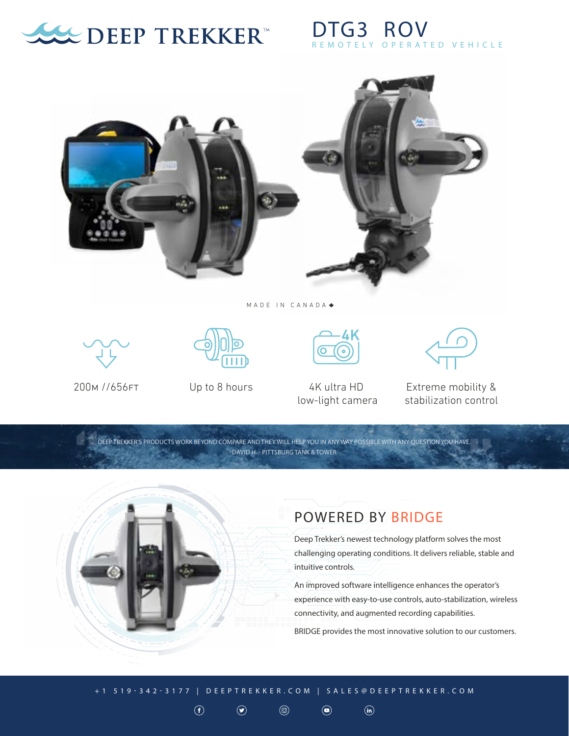# DEEP TREKKER™

## DTG3 ROV

REMOTELY OPERATED VEHICLE

MADE IN CANADA

200M //656FT

Up to 8 hours

4K ultra HD low-light camera

Extreme mobility & stabilization control

DEEP TREKKER'S PRODUCTS WORK BEYOND COMPARE AND THEY WILL HELP YOU IN ANY WAY POSSIBLE WITH ANY QUESTION YOU HAVE.
DAVID H. - PITTSBURG TANK & TOWER

## POWERED BY BRIDGE

Deep Trekker's newest technology platform solves the most challenging operating conditions. It delivers reliable, stable and intuitive controls.

An improved software intelligence enhances the operator's experience with easy-to-use controls, auto-stabilization, wireless connectivity, and augmented recording capabilities.

BRIDGE provides the most innovative solution to our customers.

+1 519-342-3177 | DEEPTREKKER.COM | SALES@DEEPTREKKER.COM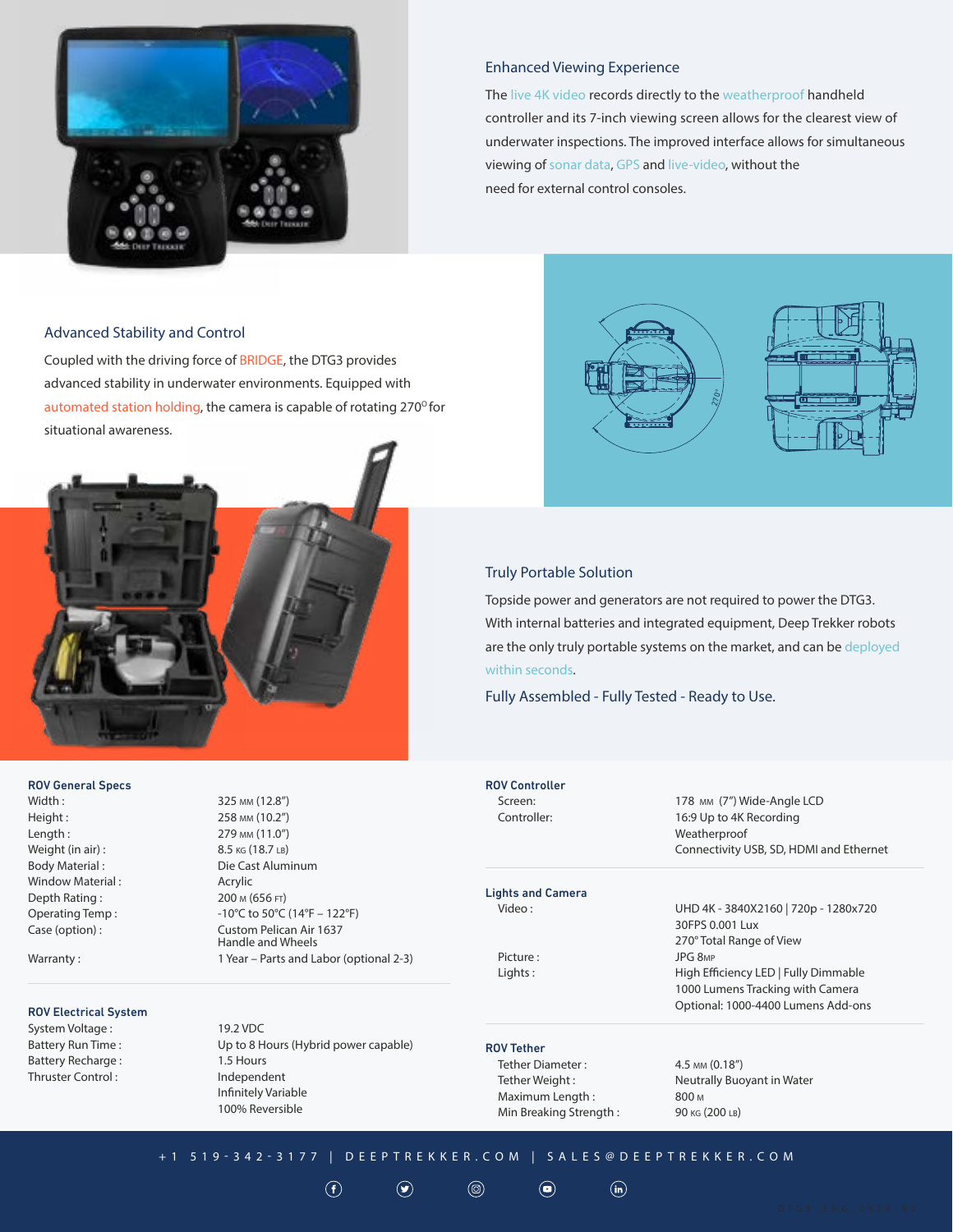## Enhanced Viewing Experience

The live 4K video records directly to the weatherproof handheld controller and its 7-inch viewing screen allows for the clearest view of underwater inspections. The improved interface allows for simultaneous viewing of sonar data, GPS and live-video, without the need for external control consoles.

## Advanced Stability and Control

Coupled with the driving force of BRIDGE, the DTG3 provides advanced stability in underwater environments. Equipped with automated station holding, the camera is capable of rotating 270° for situational awareness.

270°

## Truly Portable Solution

Topside power and generators are not required to power the DTG3. With internal batteries and integrated equipment, Deep Trekker robots are the only truly portable systems on the market, and can be deployed within seconds.

Fully Assembled - Fully Tested - Ready to Use.

### ROV General Specs

| | |
|---|---|
| Width : | 325 mm (12.8") |
| Height : | 258 mm (10.2") |
| Length : | 279 mm (11.0") |
| Weight (in air) : | 8.5 kg (18.7 lb) |
| Body Material : | Die Cast Aluminum |
| Window Material : | Acrylic |
| Depth Rating : | 200 m (656 ft) |
| Operating Temp : | -10°C to 50°C (14°F – 122°F) |
| Case (option) : | Custom Pelican Air 1637 Handle and Wheels |
| Warranty : | 1 Year – Parts and Labor (optional 2-3) |

### ROV Electrical System

| | |
|---|---|
| System Voltage : | 19.2 VDC |
| Battery Run Time : | Up to 8 Hours (Hybrid power capable) |
| Battery Recharge : | 1.5 Hours |
| Thruster Control : | Independent<br>Infinitely Variable<br>100% Reversible |

### ROV Controller

| | |
|---|---|
| Screen: | 178 mm (7") Wide-Angle LCD |
| Controller: | 16:9 Up to 4K Recording<br>Weatherproof<br>Connectivity USB, SD, HDMI and Ethernet |

### Lights and Camera

| | |
|---|---|
| Video : | UHD 4K - 3840X2160 \| 720p - 1280x720<br>30FPS 0.001 Lux<br>270° Total Range of View |
| Picture : | JPG 8MP |
| Lights : | High Efficiency LED \| Fully Dimmable<br>1000 Lumens Tracking with Camera<br>Optional: 1000-4400 Lumens Add-ons |

### ROV Tether

| | |
|---|---|
| Tether Diameter : | 4.5 mm (0.18") |
| Tether Weight : | Neutrally Buoyant in Water |
| Maximum Length : | 800 m |
| Min Breaking Strength : | 90 kg (200 lb) |

+1 519-342-3177 | DEEPTREKKER.COM | SALES@DEEPTREKKER.COM